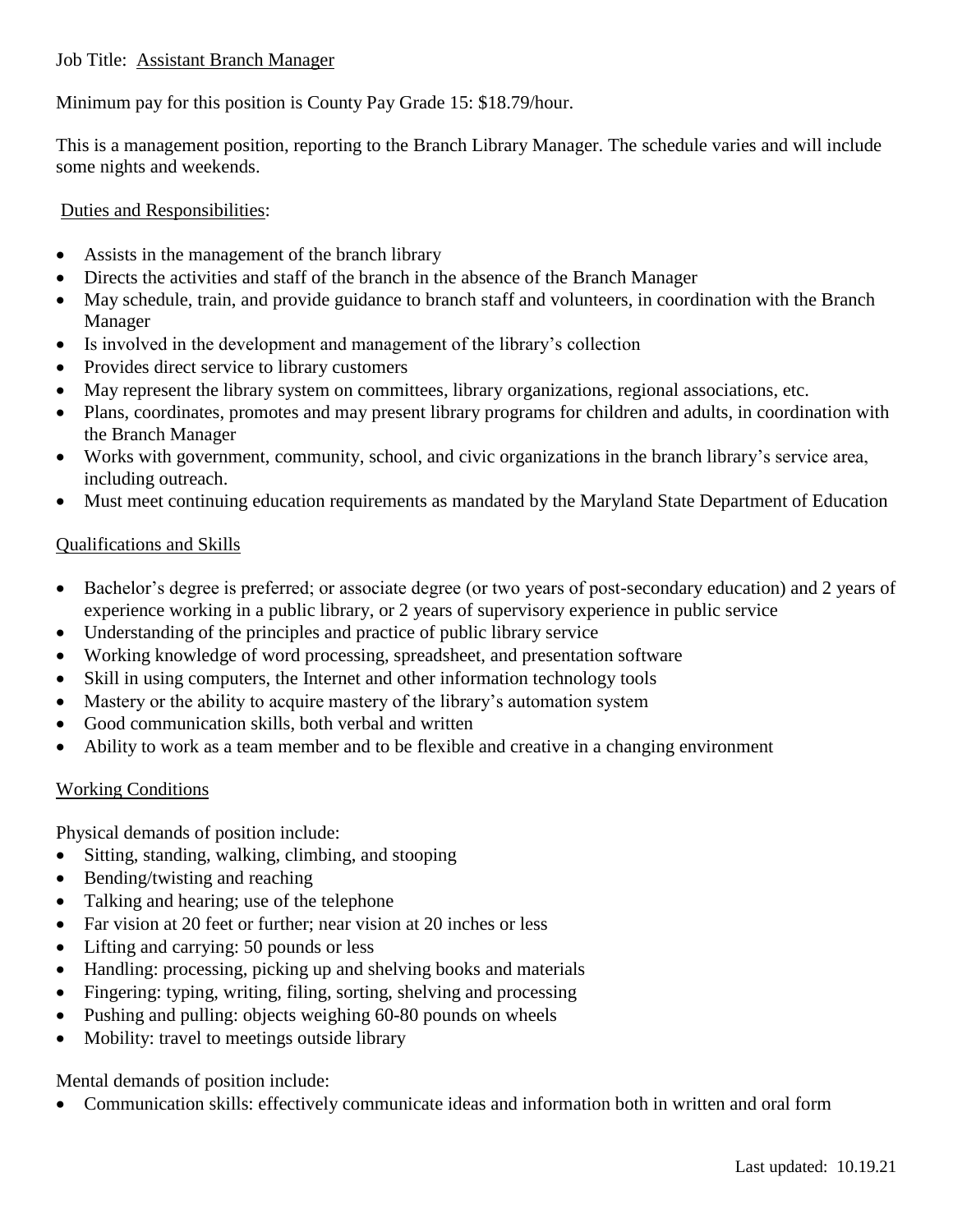Job Title: Assistant Branch Manager

Minimum pay for this position is County Pay Grade 15: $18.79/hour.

This is a management position, reporting to the Branch Library Manager. The schedule varies and will include some nights and weekends.

Duties and Responsibilities:

- Assists in the management of the branch library
- Directs the activities and staff of the branch in the absence of the Branch Manager
- May schedule, train, and provide guidance to branch staff and volunteers, in coordination with the Branch Manager
- Is involved in the development and management of the library's collection
- Provides direct service to library customers
- May represent the library system on committees, library organizations, regional associations, etc.
- Plans, coordinates, promotes and may present library programs for children and adults, in coordination with the Branch Manager
- Works with government, community, school, and civic organizations in the branch library's service area, including outreach.
- Must meet continuing education requirements as mandated by the Maryland State Department of Education

Qualifications and Skills

- Bachelor's degree is preferred; or associate degree (or two years of post-secondary education) and 2 years of experience working in a public library, or 2 years of supervisory experience in public service
- Understanding of the principles and practice of public library service
- Working knowledge of word processing, spreadsheet, and presentation software
- Skill in using computers, the Internet and other information technology tools
- Mastery or the ability to acquire mastery of the library's automation system
- Good communication skills, both verbal and written
- Ability to work as a team member and to be flexible and creative in a changing environment

Working Conditions

Physical demands of position include:

- Sitting, standing, walking, climbing, and stooping
- Bending/twisting and reaching
- Talking and hearing; use of the telephone
- Far vision at 20 feet or further; near vision at 20 inches or less
- Lifting and carrying: 50 pounds or less
- Handling: processing, picking up and shelving books and materials
- Fingering: typing, writing, filing, sorting, shelving and processing
- Pushing and pulling: objects weighing 60-80 pounds on wheels
- Mobility: travel to meetings outside library

Mental demands of position include:

- Communication skills: effectively communicate ideas and information both in written and oral form

Last updated: 10.19.21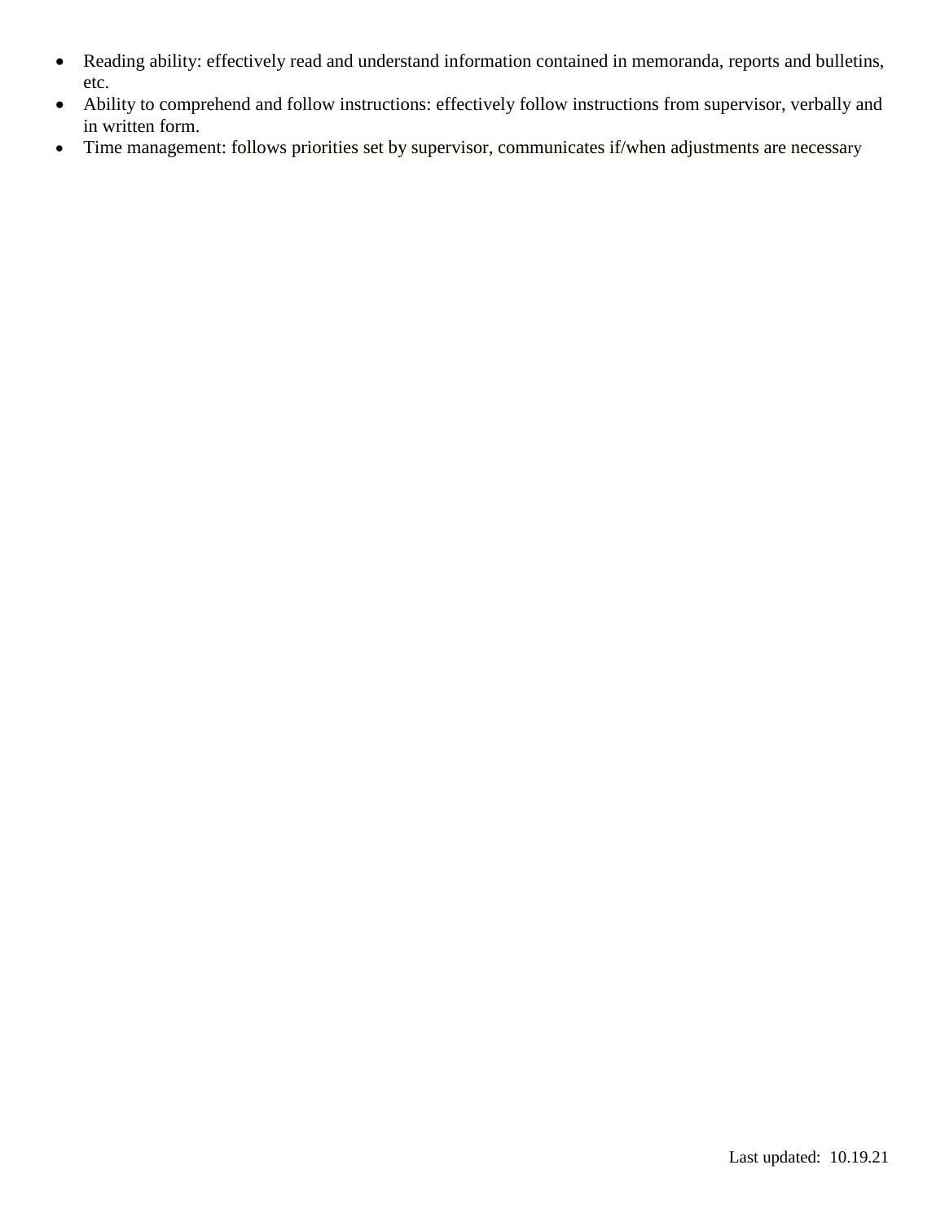- Reading ability: effectively read and understand information contained in memoranda, reports and bulletins, etc.
- Ability to comprehend and follow instructions: effectively follow instructions from supervisor, verbally and in written form.
- Time management: follows priorities set by supervisor, communicates if/when adjustments are necessary

Last updated: 10.19.21